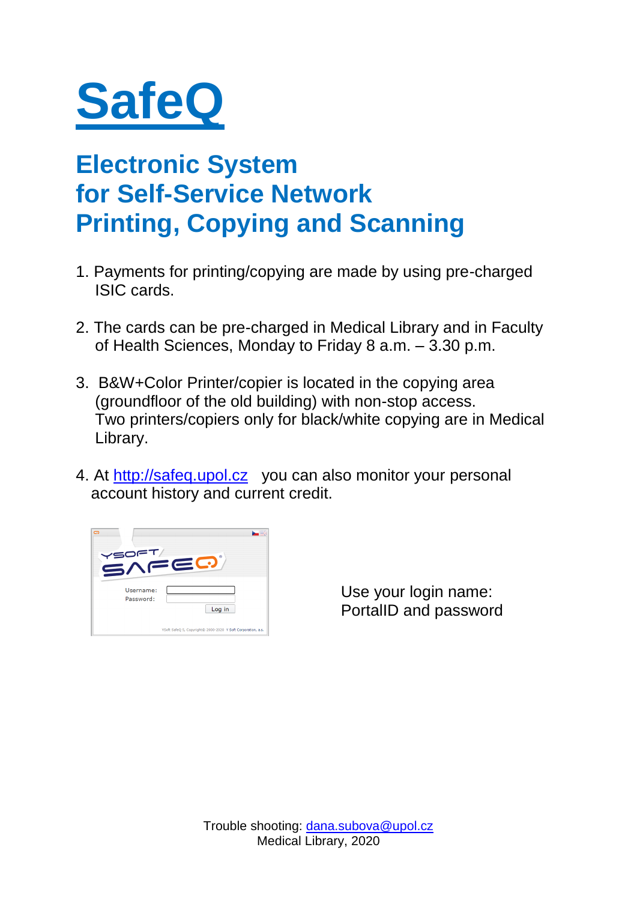# SafeQ

## Electronic System for Self-Service Network Printing, Copying and Scanning

1. Payments for printing/copying are made by using pre-charged ISIC cards.

2. The cards can be pre-charged in Medical Library and in Faculty of Health Sciences, Monday to Friday 8 a.m. – 3.30 p.m.

3. B&W+Color Printer/copier is located in the copying area (groundfloor of the old building) with non-stop access. Two printers/copiers only for black/white copying are in Medical Library.

4. At http://safeq.upol.cz you can also monitor your personal account history and current credit.

Use your login name: PortalID and password

Trouble shooting: dana.subova@upol.cz
Medical Library, 2020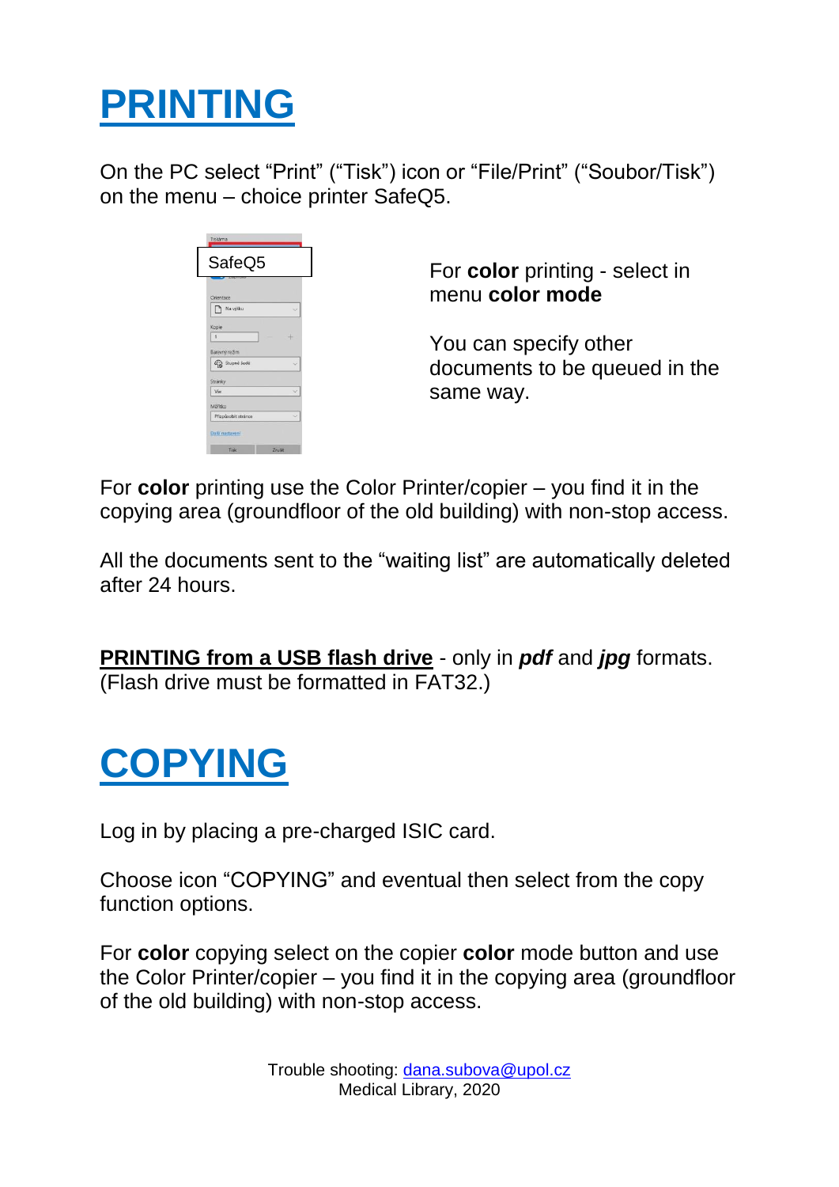# PRINTING

On the PC select "Print" ("Tisk") icon or "File/Print" ("Soubor/Tisk") on the menu – choice printer SafeQ5.

SafeQ5

For **color** printing - select in menu **color mode**

You can specify other documents to be queued in the same way.

For **color** printing use the Color Printer/copier – you find it in the copying area (groundfloor of the old building) with non-stop access.

All the documents sent to the "waiting list" are automatically deleted after 24 hours.

**PRINTING from a USB flash drive** - only in ***pdf*** and ***jpg*** formats. (Flash drive must be formatted in FAT32.)

# COPYING

Log in by placing a pre-charged ISIC card.

Choose icon "COPYING" and eventual then select from the copy function options.

For **color** copying select on the copier **color** mode button and use the Color Printer/copier – you find it in the copying area (groundfloor of the old building) with non-stop access.

Trouble shooting: dana.subova@upol.cz
Medical Library, 2020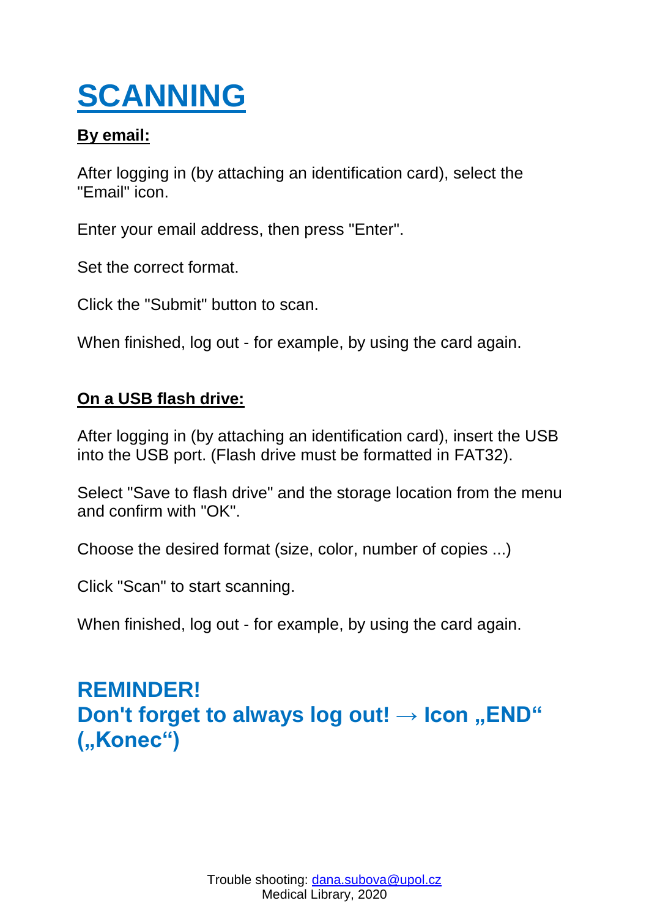# SCANNING

**By email:**

After logging in (by attaching an identification card), select the "Email" icon.

Enter your email address, then press "Enter".

Set the correct format.

Click the "Submit" button to scan.

When finished, log out - for example, by using the card again.

**On a USB flash drive:**

After logging in (by attaching an identification card), insert the USB into the USB port. (Flash drive must be formatted in FAT32).

Select "Save to flash drive" and the storage location from the menu and confirm with "OK".

Choose the desired format (size, color, number of copies ...)

Click "Scan" to start scanning.

When finished, log out - for example, by using the card again.

**REMINDER!**
**Don't forget to always log out! → Icon „END" („Konec")**

Trouble shooting: dana.subova@upol.cz
Medical Library, 2020